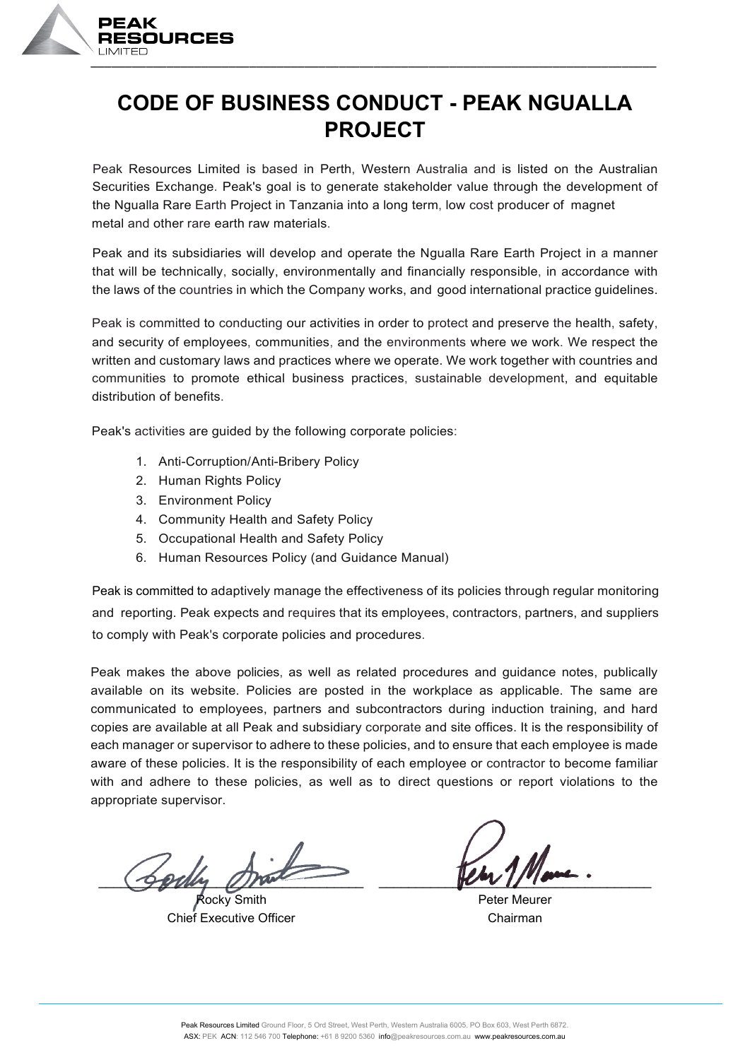# CODE OF BUSINESS CONDUCT - PEAK NGUALLA PROJECT

Peak Resources Limited is based in Perth, Western Australia and is listed on the Australian Securities Exchange. Peak's goal is to generate stakeholder value through the development of the Ngualla Rare Earth Project in Tanzania into a long term, low cost producer of magnet metal and other rare earth raw materials.

Peak and its subsidiaries will develop and operate the Ngualla Rare Earth Project in a manner that will be technically, socially, environmentally and financially responsible, in accordance with the laws of the countries in which the Company works, and good international practice guidelines.

Peak is committed to conducting our activities in order to protect and preserve the health, safety, and security of employees, communities, and the environments where we work. We respect the written and customary laws and practices where we operate. We work together with countries and communities to promote ethical business practices, sustainable development, and equitable distribution of benefits.

Peak's activities are guided by the following corporate policies:

1. Anti-Corruption/Anti-Bribery Policy
2. Human Rights Policy
3. Environment Policy
4. Community Health and Safety Policy
5. Occupational Health and Safety Policy
6. Human Resources Policy (and Guidance Manual)

Peak is committed to adaptively manage the effectiveness of its policies through regular monitoring and reporting. Peak expects and requires that its employees, contractors, partners, and suppliers to comply with Peak's corporate policies and procedures.

Peak makes the above policies, as well as related procedures and guidance notes, publically available on its website. Policies are posted in the workplace as applicable. The same are communicated to employees, partners and subcontractors during induction training, and hard copies are available at all Peak and subsidiary corporate and site offices. It is the responsibility of each manager or supervisor to adhere to these policies, and to ensure that each employee is made aware of these policies. It is the responsibility of each employee or contractor to become familiar with and adhere to these policies, as well as to direct questions or report violations to the appropriate supervisor.

Rocky Smith
Chief Executive Officer

Peter Meurer
Chairman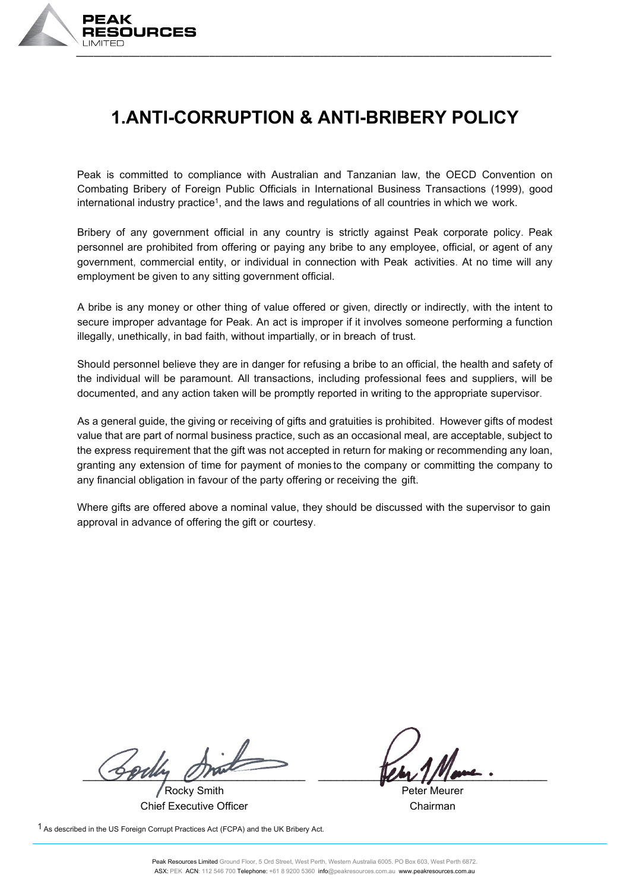# 1.ANTI-CORRUPTION & ANTI-BRIBERY POLICY

Peak is committed to compliance with Australian and Tanzanian law, the OECD Convention on Combating Bribery of Foreign Public Officials in International Business Transactions (1999), good international industry practice[1], and the laws and regulations of all countries in which we work.

Bribery of any government official in any country is strictly against Peak corporate policy. Peak personnel are prohibited from offering or paying any bribe to any employee, official, or agent of any government, commercial entity, or individual in connection with Peak activities. At no time will any employment be given to any sitting government official.

A bribe is any money or other thing of value offered or given, directly or indirectly, with the intent to secure improper advantage for Peak. An act is improper if it involves someone performing a function illegally, unethically, in bad faith, without impartially, or in breach of trust.

Should personnel believe they are in danger for refusing a bribe to an official, the health and safety of the individual will be paramount. All transactions, including professional fees and suppliers, will be documented, and any action taken will be promptly reported in writing to the appropriate supervisor.

As a general guide, the giving or receiving of gifts and gratuities is prohibited. However gifts of modest value that are part of normal business practice, such as an occasional meal, are acceptable, subject to the express requirement that the gift was not accepted in return for making or recommending any loan, granting any extension of time for payment of monies to the company or committing the company to any financial obligation in favour of the party offering or receiving the gift.

Where gifts are offered above a nominal value, they should be discussed with the supervisor to gain approval in advance of offering the gift or courtesy.

Rocky Smith
Chief Executive Officer

Peter Meurer
Chairman

[1] As described in the US Foreign Corrupt Practices Act (FCPA) and the UK Bribery Act.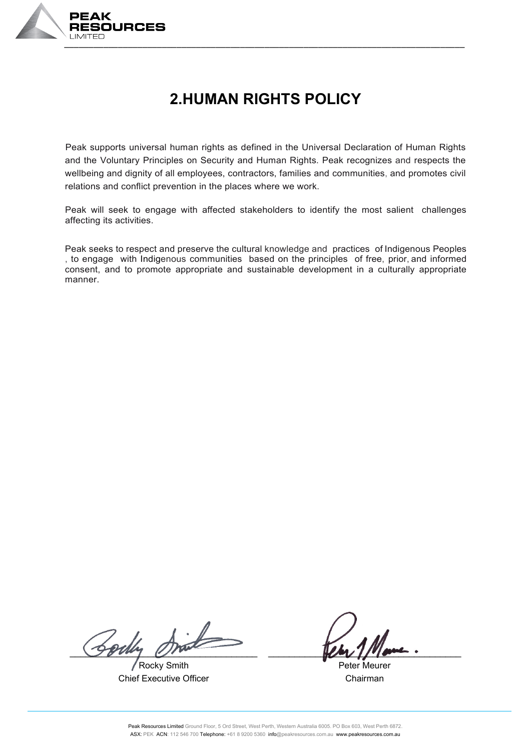# 2.HUMAN RIGHTS POLICY

Peak supports universal human rights as defined in the Universal Declaration of Human Rights and the Voluntary Principles on Security and Human Rights. Peak recognizes and respects the wellbeing and dignity of all employees, contractors, families and communities, and promotes civil relations and conflict prevention in the places where we work.

Peak will seek to engage with affected stakeholders to identify the most salient challenges affecting its activities.

Peak seeks to respect and preserve the cultural knowledge and practices of Indigenous Peoples , to engage with Indigenous communities based on the principles of free, prior, and informed consent, and to promote appropriate and sustainable development in a culturally appropriate manner.

Rocky Smith
Chief Executive Officer

Peter Meurer
Chairman

Peak Resources Limited Ground Floor, 5 Ord Street, West Perth, Western Australia 6005. PO Box 603, West Perth 6872.
ASX: PEK ACN: 112 546 700 Telephone: +61 8 9200 5360 info@peakresources.com.au www.peakresources.com.au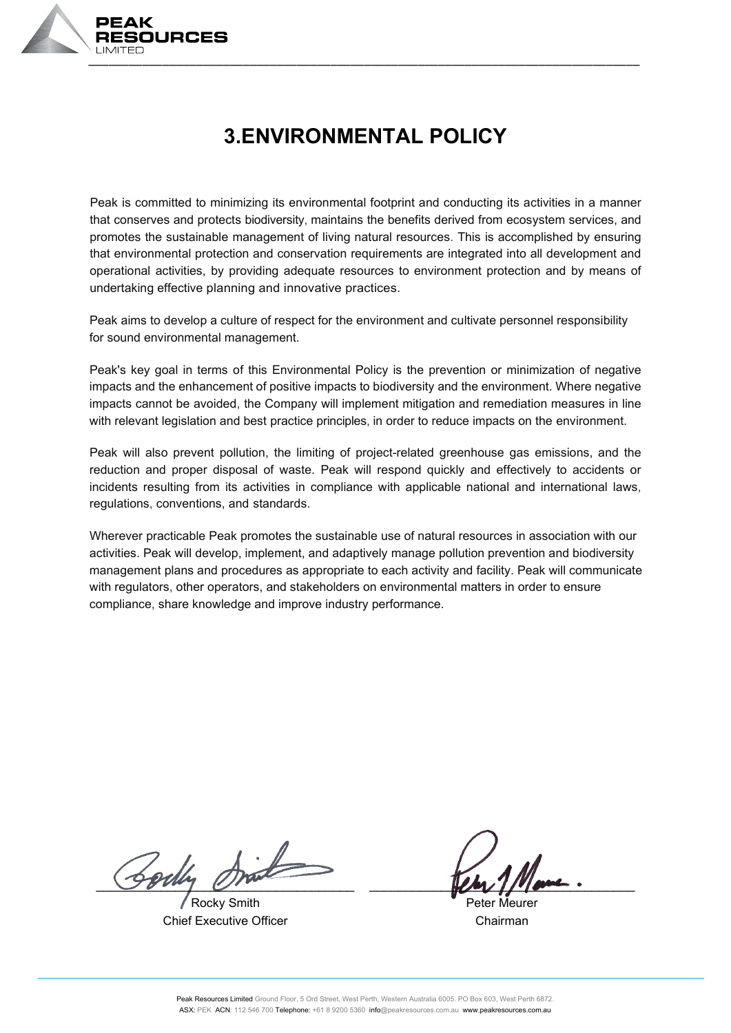# 3.ENVIRONMENTAL POLICY

Peak is committed to minimizing its environmental footprint and conducting its activities in a manner that conserves and protects biodiversity, maintains the benefits derived from ecosystem services, and promotes the sustainable management of living natural resources. This is accomplished by ensuring that environmental protection and conservation requirements are integrated into all development and operational activities, by providing adequate resources to environment protection and by means of undertaking effective planning and innovative practices.

Peak aims to develop a culture of respect for the environment and cultivate personnel responsibility for sound environmental management.

Peak's key goal in terms of this Environmental Policy is the prevention or minimization of negative impacts and the enhancement of positive impacts to biodiversity and the environment. Where negative impacts cannot be avoided, the Company will implement mitigation and remediation measures in line with relevant legislation and best practice principles, in order to reduce impacts on the environment.

Peak will also prevent pollution, the limiting of project-related greenhouse gas emissions, and the reduction and proper disposal of waste. Peak will respond quickly and effectively to accidents or incidents resulting from its activities in compliance with applicable national and international laws, regulations, conventions, and standards.

Wherever practicable Peak promotes the sustainable use of natural resources in association with our activities. Peak will develop, implement, and adaptively manage pollution prevention and biodiversity management plans and procedures as appropriate to each activity and facility. Peak will communicate with regulators, other operators, and stakeholders on environmental matters in order to ensure compliance, share knowledge and improve industry performance.

Rocky Smith
Chief Executive Officer

Peter Meurer
Chairman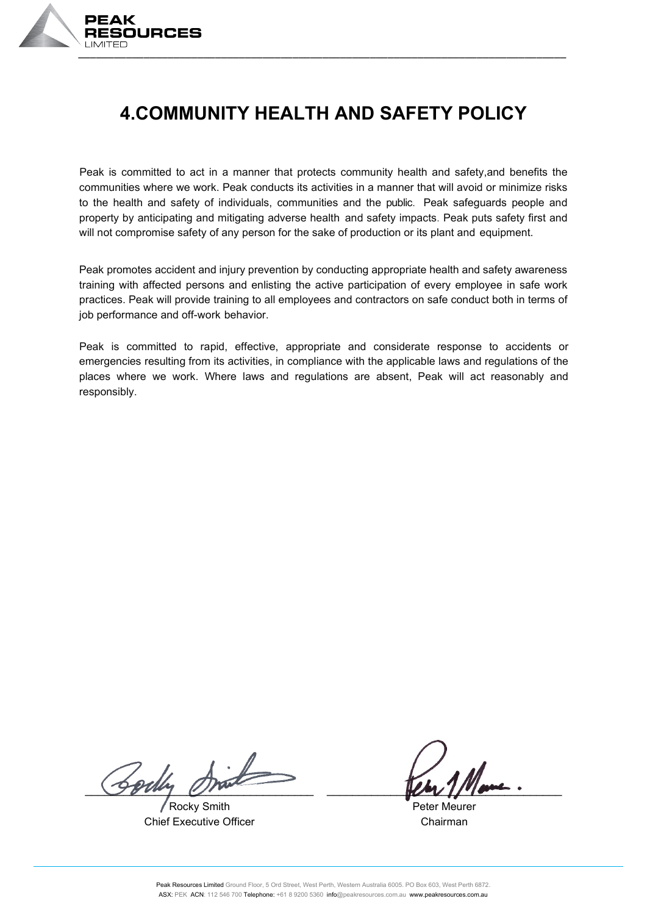# 4.COMMUNITY HEALTH AND SAFETY POLICY

Peak is committed to act in a manner that protects community health and safety,and benefits the communities where we work. Peak conducts its activities in a manner that will avoid or minimize risks to the health and safety of individuals, communities and the public. Peak safeguards people and property by anticipating and mitigating adverse health and safety impacts. Peak puts safety first and will not compromise safety of any person for the sake of production or its plant and equipment.

Peak promotes accident and injury prevention by conducting appropriate health and safety awareness training with affected persons and enlisting the active participation of every employee in safe work practices. Peak will provide training to all employees and contractors on safe conduct both in terms of job performance and off-work behavior.

Peak is committed to rapid, effective, appropriate and considerate response to accidents or emergencies resulting from its activities, in compliance with the applicable laws and regulations of the places where we work. Where laws and regulations are absent, Peak will act reasonably and responsibly.

Rocky Smith
Chief Executive Officer

Peter Meurer
Chairman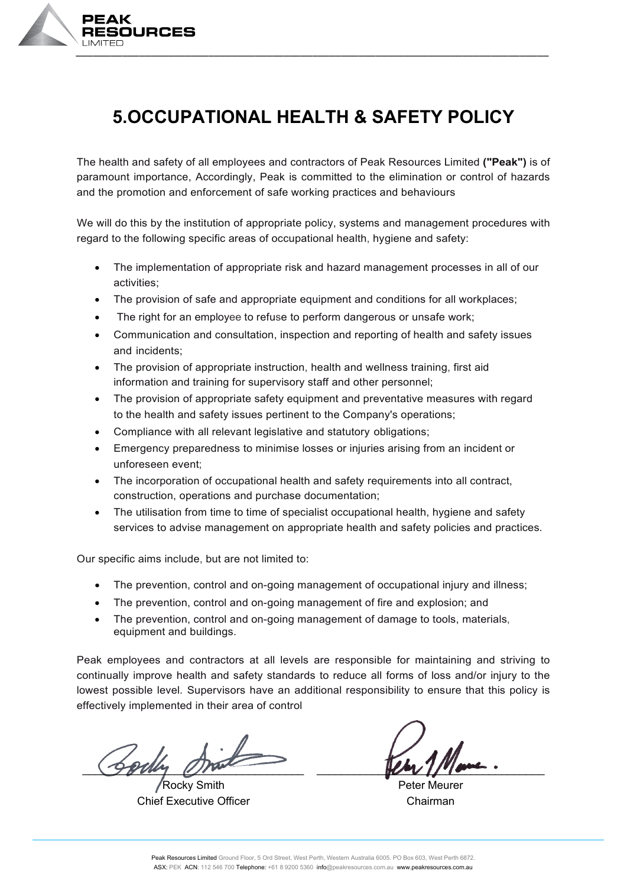# 5.OCCUPATIONAL HEALTH & SAFETY POLICY

The health and safety of all employees and contractors of Peak Resources Limited **("Peak")** is of paramount importance, Accordingly, Peak is committed to the elimination or control of hazards and the promotion and enforcement of safe working practices and behaviours

We will do this by the institution of appropriate policy, systems and management procedures with regard to the following specific areas of occupational health, hygiene and safety:

- The implementation of appropriate risk and hazard management processes in all of our activities;
- The provision of safe and appropriate equipment and conditions for all workplaces;
- The right for an employee to refuse to perform dangerous or unsafe work;
- Communication and consultation, inspection and reporting of health and safety issues and incidents;
- The provision of appropriate instruction, health and wellness training, first aid information and training for supervisory staff and other personnel;
- The provision of appropriate safety equipment and preventative measures with regard to the health and safety issues pertinent to the Company's operations;
- Compliance with all relevant legislative and statutory obligations;
- Emergency preparedness to minimise losses or injuries arising from an incident or unforeseen event;
- The incorporation of occupational health and safety requirements into all contract, construction, operations and purchase documentation;
- The utilisation from time to time of specialist occupational health, hygiene and safety services to advise management on appropriate health and safety policies and practices.

Our specific aims include, but are not limited to:

- The prevention, control and on-going management of occupational injury and illness;
- The prevention, control and on-going management of fire and explosion; and
- The prevention, control and on-going management of damage to tools, materials, equipment and buildings.

Peak employees and contractors at all levels are responsible for maintaining and striving to continually improve health and safety standards to reduce all forms of loss and/or injury to the lowest possible level. Supervisors have an additional responsibility to ensure that this policy is effectively implemented in their area of control

Rocky Smith
Chief Executive Officer

Peter Meurer
Chairman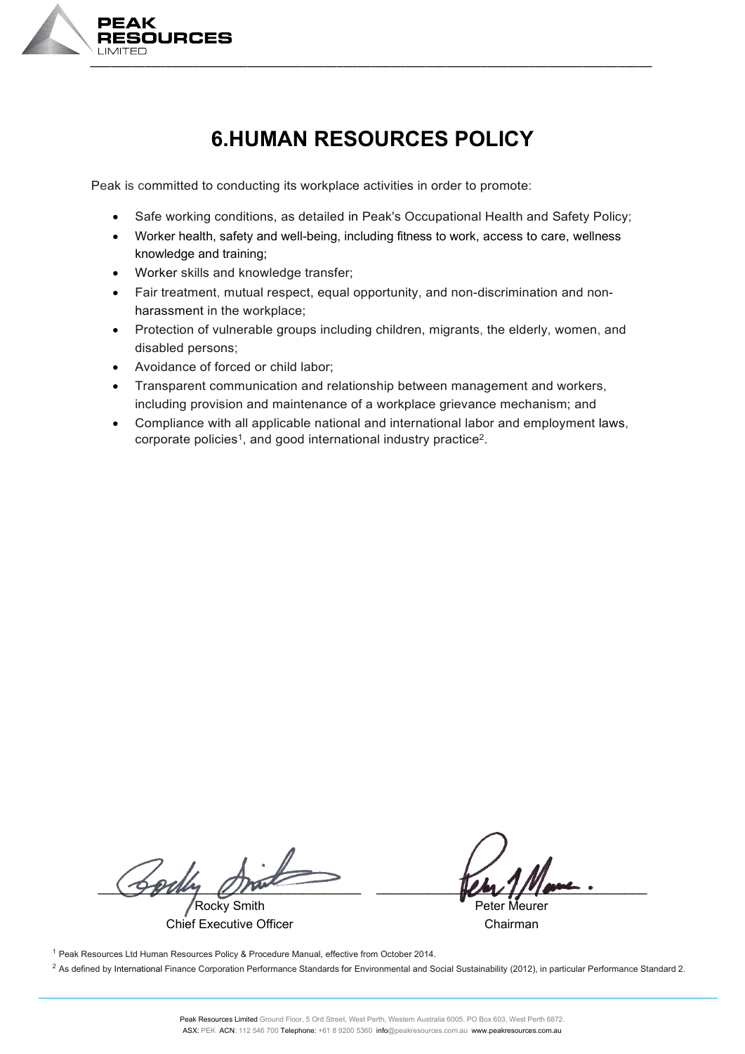# 6.HUMAN RESOURCES POLICY

Peak is committed to conducting its workplace activities in order to promote:

- Safe working conditions, as detailed in Peak's Occupational Health and Safety Policy;
- Worker health, safety and well-being, including fitness to work, access to care, wellness knowledge and training;
- Worker skills and knowledge transfer;
- Fair treatment, mutual respect, equal opportunity, and non-discrimination and non-harassment in the workplace;
- Protection of vulnerable groups including children, migrants, the elderly, women, and disabled persons;
- Avoidance of forced or child labor;
- Transparent communication and relationship between management and workers, including provision and maintenance of a workplace grievance mechanism; and
- Compliance with all applicable national and international labor and employment laws, corporate policies[1], and good international industry practice[2].

Rocky Smith
Chief Executive Officer

Peter Meurer
Chairman

[1] Peak Resources Ltd Human Resources Policy & Procedure Manual, effective from October 2014.

[2] As defined by International Finance Corporation Performance Standards for Environmental and Social Sustainability (2012), in particular Performance Standard 2.

Peak Resources Limited Ground Floor, 5 Ord Street, West Perth, Western Australia 6005. PO Box 603, West Perth 6872.
ASX: PEK ACN: 112 546 700 Telephone: +61 8 9200 5360 info@peakresources.com.au www.peakresources.com.au